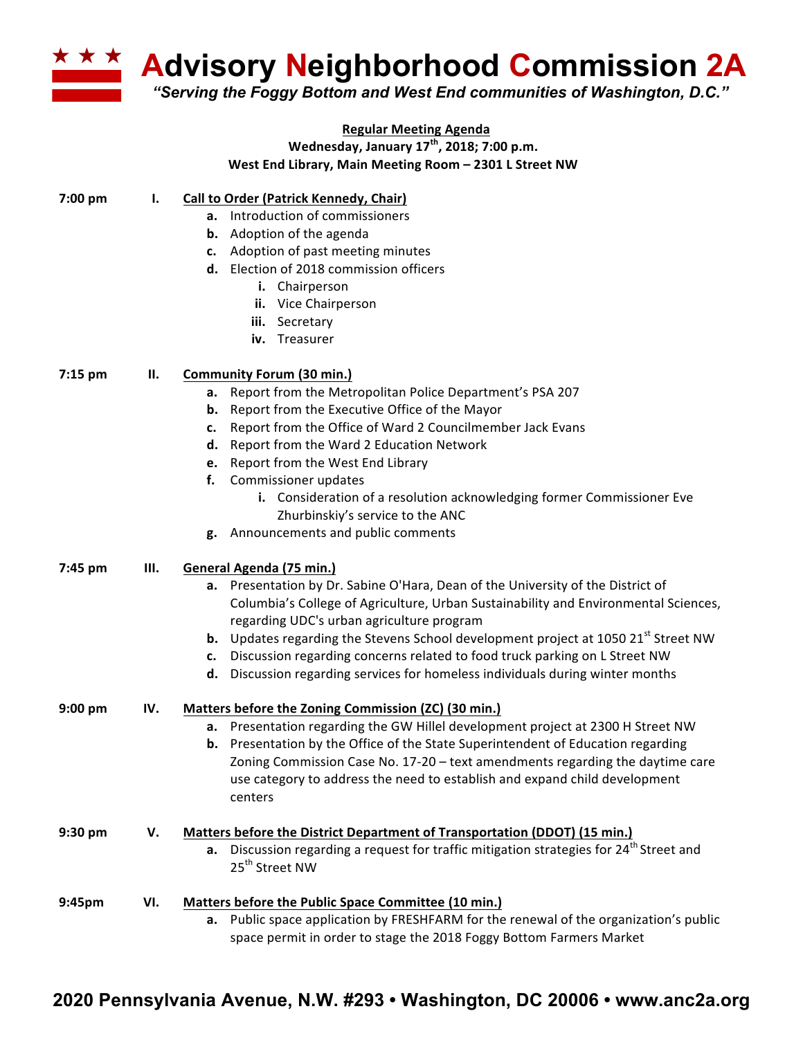# Advisory Neighborhood Commission 2A

*"Serving the Foggy Bottom and West End communities of Washington, D.C."*

**Regular Meeting Agenda**
**Wednesday, January 17th, 2018; 7:00 p.m.**
**West End Library, Main Meeting Room – 2301 L Street NW**

**7:00 pm** **I. Call to Order (Patrick Kennedy, Chair)**

- **a.** Introduction of commissioners
- **b.** Adoption of the agenda
- **c.** Adoption of past meeting minutes
- **d.** Election of 2018 commission officers
  - **i.** Chairperson
  - **ii.** Vice Chairperson
  - **iii.** Secretary
  - **iv.** Treasurer

**7:15 pm** **II. Community Forum (30 min.)**

- **a.** Report from the Metropolitan Police Department's PSA 207
- **b.** Report from the Executive Office of the Mayor
- **c.** Report from the Office of Ward 2 Councilmember Jack Evans
- **d.** Report from the Ward 2 Education Network
- **e.** Report from the West End Library
- **f.** Commissioner updates
  - **i.** Consideration of a resolution acknowledging former Commissioner Eve Zhurbinskiy's service to the ANC
- **g.** Announcements and public comments

**7:45 pm** **III. General Agenda (75 min.)**

- **a.** Presentation by Dr. Sabine O'Hara, Dean of the University of the District of Columbia's College of Agriculture, Urban Sustainability and Environmental Sciences, regarding UDC's urban agriculture program
- **b.** Updates regarding the Stevens School development project at 1050 21st Street NW
- **c.** Discussion regarding concerns related to food truck parking on L Street NW
- **d.** Discussion regarding services for homeless individuals during winter months

**9:00 pm** **IV. Matters before the Zoning Commission (ZC) (30 min.)**

- **a.** Presentation regarding the GW Hillel development project at 2300 H Street NW
- **b.** Presentation by the Office of the State Superintendent of Education regarding Zoning Commission Case No. 17-20 – text amendments regarding the daytime care use category to address the need to establish and expand child development centers

**9:30 pm** **V. Matters before the District Department of Transportation (DDOT) (15 min.)**

- **a.** Discussion regarding a request for traffic mitigation strategies for 24th Street and 25th Street NW

**9:45pm** **VI. Matters before the Public Space Committee (10 min.)**

- **a.** Public space application by FRESHFARM for the renewal of the organization's public space permit in order to stage the 2018 Foggy Bottom Farmers Market

**2020 Pennsylvania Avenue, N.W. #293 • Washington, DC 20006 • www.anc2a.org**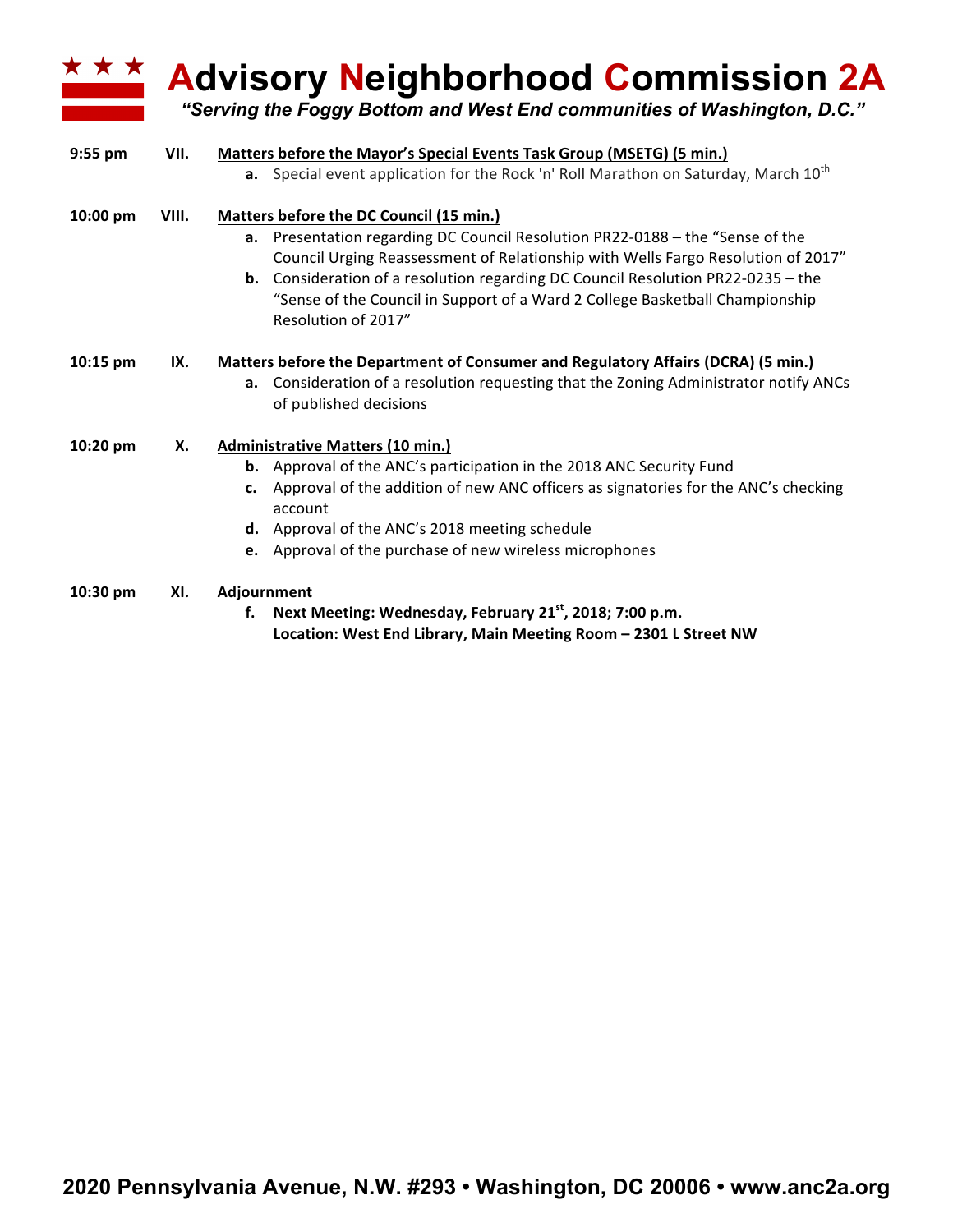# Advisory Neighborhood Commission 2A

*"Serving the Foggy Bottom and West End communities of Washington, D.C."*

**9:55 pm VII. Matters before the Mayor's Special Events Task Group (MSETG) (5 min.)**

- **a.** Special event application for the Rock 'n' Roll Marathon on Saturday, March 10th

**10:00 pm VIII. Matters before the DC Council (15 min.)**

- **a.** Presentation regarding DC Council Resolution PR22-0188 – the "Sense of the Council Urging Reassessment of Relationship with Wells Fargo Resolution of 2017"
- **b.** Consideration of a resolution regarding DC Council Resolution PR22-0235 – the "Sense of the Council in Support of a Ward 2 College Basketball Championship Resolution of 2017"

**10:15 pm IX. Matters before the Department of Consumer and Regulatory Affairs (DCRA) (5 min.)**

- **a.** Consideration of a resolution requesting that the Zoning Administrator notify ANCs of published decisions

**10:20 pm X. Administrative Matters (10 min.)**

- **b.** Approval of the ANC's participation in the 2018 ANC Security Fund
- **c.** Approval of the addition of new ANC officers as signatories for the ANC's checking account
- **d.** Approval of the ANC's 2018 meeting schedule
- **e.** Approval of the purchase of new wireless microphones

**10:30 pm XI. Adjournment**

- **f. Next Meeting: Wednesday, February 21st, 2018; 7:00 p.m.**
  **Location: West End Library, Main Meeting Room – 2301 L Street NW**

**2020 Pennsylvania Avenue, N.W. #293 • Washington, DC 20006 • www.anc2a.org**